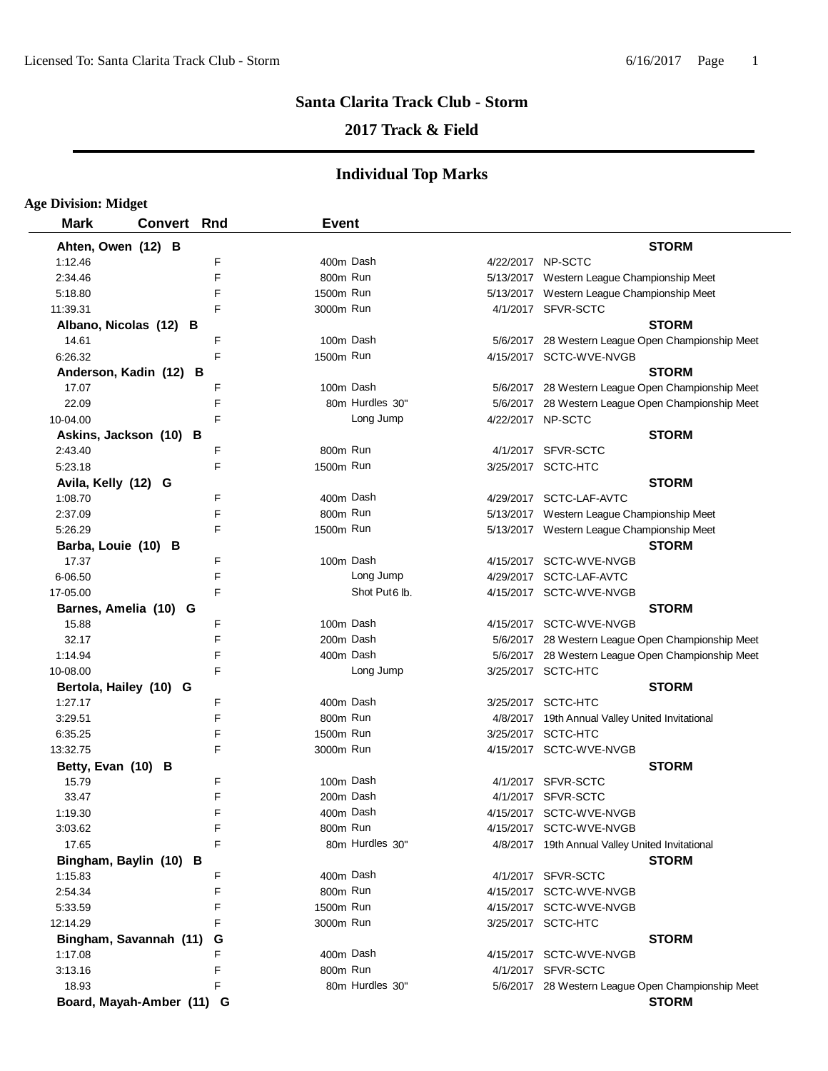# Santa Clarita Track Club - Storm

## 2017 Track & Field

## Individual Top Marks

**Age Division: Midget**

| Mark | Convert | Rnd | Event | Date | Meet |
|---|---|---|---|---|---|
| **Ahten, Owen (12) B** | | | | | **STORM** |
| 1:12.46 | | F | 400m Dash | 4/22/2017 | NP-SCTC |
| 2:34.46 | | F | 800m Run | 5/13/2017 | Western League Championship Meet |
| 5:18.80 | | F | 1500m Run | 5/13/2017 | Western League Championship Meet |
| 11:39.31 | | F | 3000m Run | 4/1/2017 | SFVR-SCTC |
| **Albano, Nicolas (12) B** | | | | | **STORM** |
| 14.61 | | F | 100m Dash | 5/6/2017 | 28 Western League Open Championship Meet |
| 6:26.32 | | F | 1500m Run | 4/15/2017 | SCTC-WVE-NVGB |
| **Anderson, Kadin (12) B** | | | | | **STORM** |
| 17.07 | | F | 100m Dash | 5/6/2017 | 28 Western League Open Championship Meet |
| 22.09 | | F | 80m Hurdles 30" | 5/6/2017 | 28 Western League Open Championship Meet |
| 10-04.00 | | F | Long Jump | 4/22/2017 | NP-SCTC |
| **Askins, Jackson (10) B** | | | | | **STORM** |
| 2:43.40 | | F | 800m Run | 4/1/2017 | SFVR-SCTC |
| 5:23.18 | | F | 1500m Run | 3/25/2017 | SCTC-HTC |
| **Avila, Kelly (12) G** | | | | | **STORM** |
| 1:08.70 | | F | 400m Dash | 4/29/2017 | SCTC-LAF-AVTC |
| 2:37.09 | | F | 800m Run | 5/13/2017 | Western League Championship Meet |
| 5:26.29 | | F | 1500m Run | 5/13/2017 | Western League Championship Meet |
| **Barba, Louie (10) B** | | | | | **STORM** |
| 17.37 | | F | 100m Dash | 4/15/2017 | SCTC-WVE-NVGB |
| 6-06.50 | | F | Long Jump | 4/29/2017 | SCTC-LAF-AVTC |
| 17-05.00 | | F | Shot Put 6 lb. | 4/15/2017 | SCTC-WVE-NVGB |
| **Barnes, Amelia (10) G** | | | | | **STORM** |
| 15.88 | | F | 100m Dash | 4/15/2017 | SCTC-WVE-NVGB |
| 32.17 | | F | 200m Dash | 5/6/2017 | 28 Western League Open Championship Meet |
| 1:14.94 | | F | 400m Dash | 5/6/2017 | 28 Western League Open Championship Meet |
| 10-08.00 | | F | Long Jump | 3/25/2017 | SCTC-HTC |
| **Bertola, Hailey (10) G** | | | | | **STORM** |
| 1:27.17 | | F | 400m Dash | 3/25/2017 | SCTC-HTC |
| 3:29.51 | | F | 800m Run | 4/8/2017 | 19th Annual Valley United Invitational |
| 6:35.25 | | F | 1500m Run | 3/25/2017 | SCTC-HTC |
| 13:32.75 | | F | 3000m Run | 4/15/2017 | SCTC-WVE-NVGB |
| **Betty, Evan (10) B** | | | | | **STORM** |
| 15.79 | | F | 100m Dash | 4/1/2017 | SFVR-SCTC |
| 33.47 | | F | 200m Dash | 4/1/2017 | SFVR-SCTC |
| 1:19.30 | | F | 400m Dash | 4/15/2017 | SCTC-WVE-NVGB |
| 3:03.62 | | F | 800m Run | 4/15/2017 | SCTC-WVE-NVGB |
| 17.65 | | F | 80m Hurdles 30" | 4/8/2017 | 19th Annual Valley United Invitational |
| **Bingham, Baylin (10) B** | | | | | **STORM** |
| 1:15.83 | | F | 400m Dash | 4/1/2017 | SFVR-SCTC |
| 2:54.34 | | F | 800m Run | 4/15/2017 | SCTC-WVE-NVGB |
| 5:33.59 | | F | 1500m Run | 4/15/2017 | SCTC-WVE-NVGB |
| 12:14.29 | | F | 3000m Run | 3/25/2017 | SCTC-HTC |
| **Bingham, Savannah (11) G** | | | | | **STORM** |
| 1:17.08 | | F | 400m Dash | 4/15/2017 | SCTC-WVE-NVGB |
| 3:13.16 | | F | 800m Run | 4/1/2017 | SFVR-SCTC |
| 18.93 | | F | 80m Hurdles 30" | 5/6/2017 | 28 Western League Open Championship Meet |
| **Board, Mayah-Amber (11) G** | | | | | **STORM** |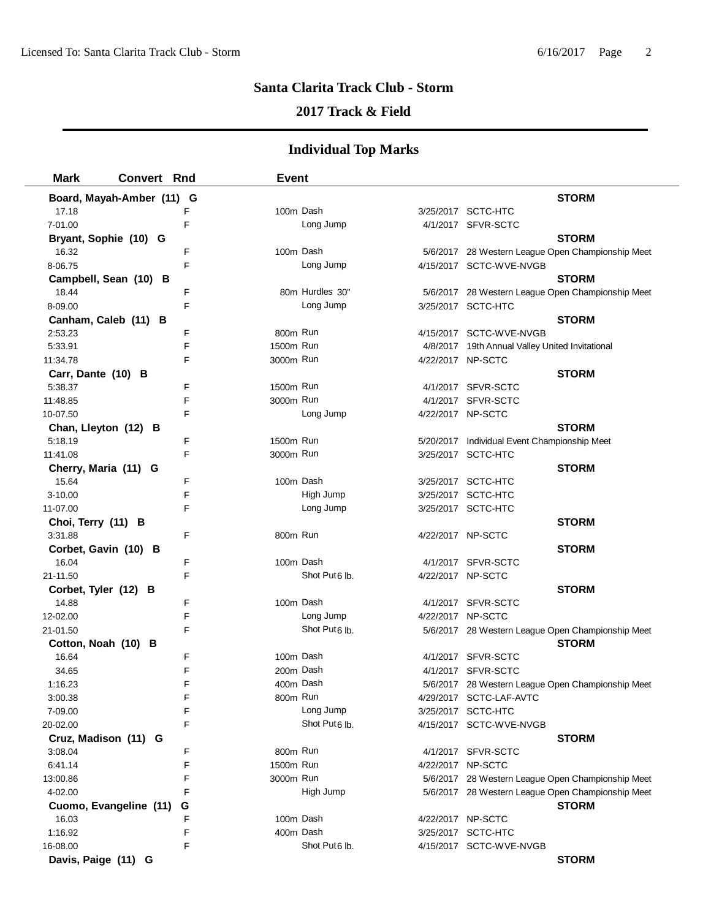## Santa Clarita Track Club - Storm

## 2017 Track & Field

### Individual Top Marks

| Mark | Convert | Rnd | Event | | Date | Meet |
|---|---|---|---|---|---|---|
| **Board, Mayah-Amber (11) G** | | | | | | **STORM** |
| 17.18 | | F | 100m | Dash | 3/25/2017 | SCTC-HTC |
| 7-01.00 | | F | | Long Jump | 4/1/2017 | SFVR-SCTC |
| **Bryant, Sophie (10) G** | | | | | | **STORM** |
| 16.32 | | F | 100m | Dash | 5/6/2017 | 28 Western League Open Championship Meet |
| 8-06.75 | | F | | Long Jump | 4/15/2017 | SCTC-WVE-NVGB |
| **Campbell, Sean (10) B** | | | | | | **STORM** |
| 18.44 | | F | 80m | Hurdles 30" | 5/6/2017 | 28 Western League Open Championship Meet |
| 8-09.00 | | F | | Long Jump | 3/25/2017 | SCTC-HTC |
| **Canham, Caleb (11) B** | | | | | | **STORM** |
| 2:53.23 | | F | 800m | Run | 4/15/2017 | SCTC-WVE-NVGB |
| 5:33.91 | | F | 1500m | Run | 4/8/2017 | 19th Annual Valley United Invitational |
| 11:34.78 | | F | 3000m | Run | 4/22/2017 | NP-SCTC |
| **Carr, Dante (10) B** | | | | | | **STORM** |
| 5:38.37 | | F | 1500m | Run | 4/1/2017 | SFVR-SCTC |
| 11:48.85 | | F | 3000m | Run | 4/1/2017 | SFVR-SCTC |
| 10-07.50 | | F | | Long Jump | 4/22/2017 | NP-SCTC |
| **Chan, Lleyton (12) B** | | | | | | **STORM** |
| 5:18.19 | | F | 1500m | Run | 5/20/2017 | Individual Event Championship Meet |
| 11:41.08 | | F | 3000m | Run | 3/25/2017 | SCTC-HTC |
| **Cherry, Maria (11) G** | | | | | | **STORM** |
| 15.64 | | F | 100m | Dash | 3/25/2017 | SCTC-HTC |
| 3-10.00 | | F | | High Jump | 3/25/2017 | SCTC-HTC |
| 11-07.00 | | F | | Long Jump | 3/25/2017 | SCTC-HTC |
| **Choi, Terry (11) B** | | | | | | **STORM** |
| 3:31.88 | | F | 800m | Run | 4/22/2017 | NP-SCTC |
| **Corbet, Gavin (10) B** | | | | | | **STORM** |
| 16.04 | | F | 100m | Dash | 4/1/2017 | SFVR-SCTC |
| 21-11.50 | | F | | Shot Put 6 lb. | 4/22/2017 | NP-SCTC |
| **Corbet, Tyler (12) B** | | | | | | **STORM** |
| 14.88 | | F | 100m | Dash | 4/1/2017 | SFVR-SCTC |
| 12-02.00 | | F | | Long Jump | 4/22/2017 | NP-SCTC |
| 21-01.50 | | F | | Shot Put 6 lb. | 5/6/2017 | 28 Western League Open Championship Meet |
| **Cotton, Noah (10) B** | | | | | | **STORM** |
| 16.64 | | F | 100m | Dash | 4/1/2017 | SFVR-SCTC |
| 34.65 | | F | 200m | Dash | 4/1/2017 | SFVR-SCTC |
| 1:16.23 | | F | 400m | Dash | 5/6/2017 | 28 Western League Open Championship Meet |
| 3:00.38 | | F | 800m | Run | 4/29/2017 | SCTC-LAF-AVTC |
| 7-09.00 | | F | | Long Jump | 3/25/2017 | SCTC-HTC |
| 20-02.00 | | F | | Shot Put 6 lb. | 4/15/2017 | SCTC-WVE-NVGB |
| **Cruz, Madison (11) G** | | | | | | **STORM** |
| 3:08.04 | | F | 800m | Run | 4/1/2017 | SFVR-SCTC |
| 6:41.14 | | F | 1500m | Run | 4/22/2017 | NP-SCTC |
| 13:00.86 | | F | 3000m | Run | 5/6/2017 | 28 Western League Open Championship Meet |
| 4-02.00 | | F | | High Jump | 5/6/2017 | 28 Western League Open Championship Meet |
| **Cuomo, Evangeline (11) G** | | | | | | **STORM** |
| 16.03 | | F | 100m | Dash | 4/22/2017 | NP-SCTC |
| 1:16.92 | | F | 400m | Dash | 3/25/2017 | SCTC-HTC |
| 16-08.00 | | F | | Shot Put 6 lb. | 4/15/2017 | SCTC-WVE-NVGB |
| **Davis, Paige (11) G** | | | | | | **STORM** |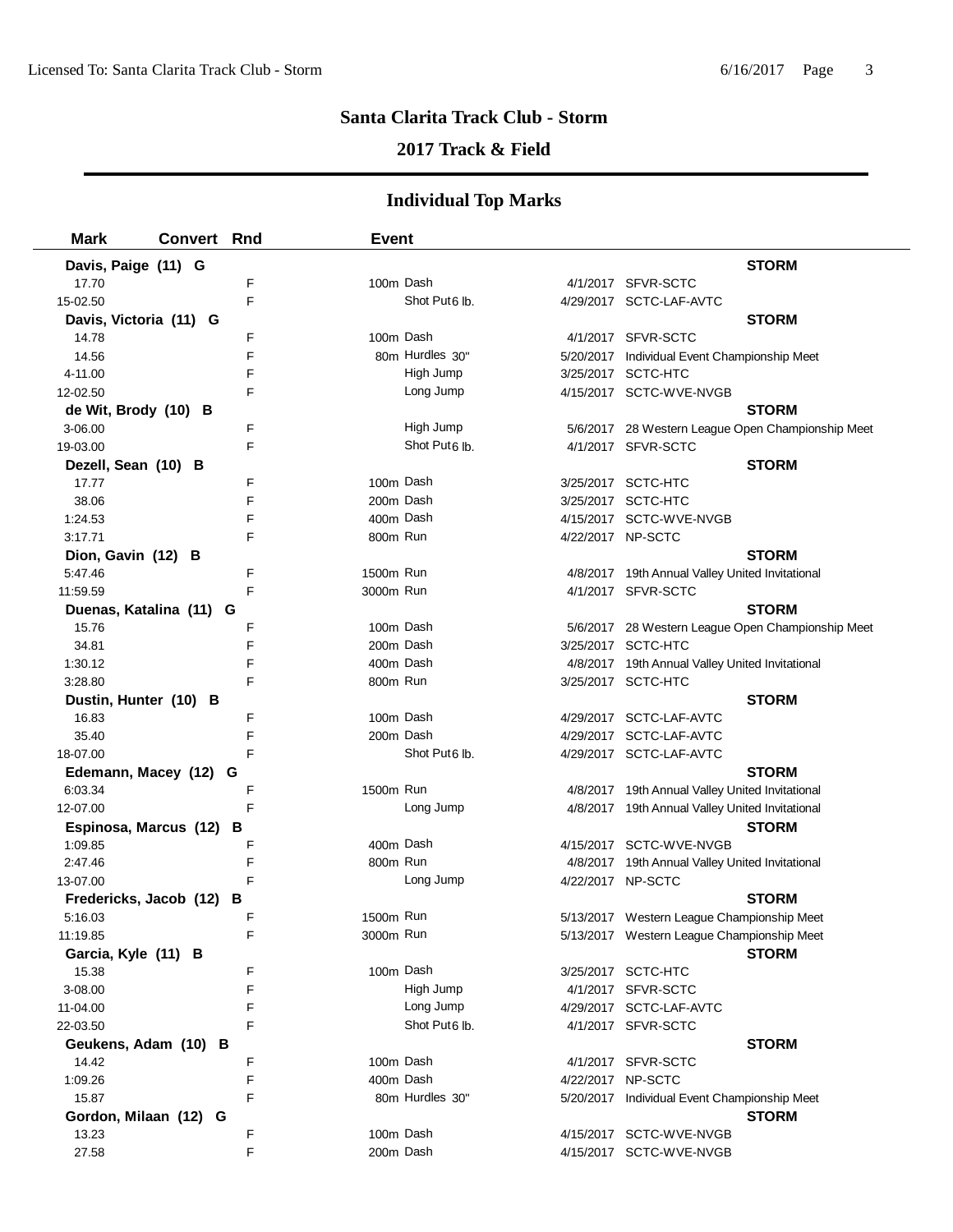## Santa Clarita Track Club - Storm

## 2017 Track & Field

## Individual Top Marks

| Mark | Convert | Rnd | Event | Date | Meet |
|---|---|---|---|---|---|
| **Davis, Paige (11) G** | | | | | **STORM** |
| 17.70 | | F | 100m Dash | 4/1/2017 | SFVR-SCTC |
| 15-02.50 | | F | Shot Put 6 lb. | 4/29/2017 | SCTC-LAF-AVTC |
| **Davis, Victoria (11) G** | | | | | **STORM** |
| 14.78 | | F | 100m Dash | 4/1/2017 | SFVR-SCTC |
| 14.56 | | F | 80m Hurdles 30" | 5/20/2017 | Individual Event Championship Meet |
| 4-11.00 | | F | High Jump | 3/25/2017 | SCTC-HTC |
| 12-02.50 | | F | Long Jump | 4/15/2017 | SCTC-WVE-NVGB |
| **de Wit, Brody (10) B** | | | | | **STORM** |
| 3-06.00 | | F | High Jump | 5/6/2017 | 28 Western League Open Championship Meet |
| 19-03.00 | | F | Shot Put 6 lb. | 4/1/2017 | SFVR-SCTC |
| **Dezell, Sean (10) B** | | | | | **STORM** |
| 17.77 | | F | 100m Dash | 3/25/2017 | SCTC-HTC |
| 38.06 | | F | 200m Dash | 3/25/2017 | SCTC-HTC |
| 1:24.53 | | F | 400m Dash | 4/15/2017 | SCTC-WVE-NVGB |
| 3:17.71 | | F | 800m Run | 4/22/2017 | NP-SCTC |
| **Dion, Gavin (12) B** | | | | | **STORM** |
| 5:47.46 | | F | 1500m Run | 4/8/2017 | 19th Annual Valley United Invitational |
| 11:59.59 | | F | 3000m Run | 4/1/2017 | SFVR-SCTC |
| **Duenas, Katalina (11) G** | | | | | **STORM** |
| 15.76 | | F | 100m Dash | 5/6/2017 | 28 Western League Open Championship Meet |
| 34.81 | | F | 200m Dash | 3/25/2017 | SCTC-HTC |
| 1:30.12 | | F | 400m Dash | 4/8/2017 | 19th Annual Valley United Invitational |
| 3:28.80 | | F | 800m Run | 3/25/2017 | SCTC-HTC |
| **Dustin, Hunter (10) B** | | | | | **STORM** |
| 16.83 | | F | 100m Dash | 4/29/2017 | SCTC-LAF-AVTC |
| 35.40 | | F | 200m Dash | 4/29/2017 | SCTC-LAF-AVTC |
| 18-07.00 | | F | Shot Put 6 lb. | 4/29/2017 | SCTC-LAF-AVTC |
| **Edemann, Macey (12) G** | | | | | **STORM** |
| 6:03.34 | | F | 1500m Run | 4/8/2017 | 19th Annual Valley United Invitational |
| 12-07.00 | | F | Long Jump | 4/8/2017 | 19th Annual Valley United Invitational |
| **Espinosa, Marcus (12) B** | | | | | **STORM** |
| 1:09.85 | | F | 400m Dash | 4/15/2017 | SCTC-WVE-NVGB |
| 2:47.46 | | F | 800m Run | 4/8/2017 | 19th Annual Valley United Invitational |
| 13-07.00 | | F | Long Jump | 4/22/2017 | NP-SCTC |
| **Fredericks, Jacob (12) B** | | | | | **STORM** |
| 5:16.03 | | F | 1500m Run | 5/13/2017 | Western League Championship Meet |
| 11:19.85 | | F | 3000m Run | 5/13/2017 | Western League Championship Meet |
| **Garcia, Kyle (11) B** | | | | | **STORM** |
| 15.38 | | F | 100m Dash | 3/25/2017 | SCTC-HTC |
| 3-08.00 | | F | High Jump | 4/1/2017 | SFVR-SCTC |
| 11-04.00 | | F | Long Jump | 4/29/2017 | SCTC-LAF-AVTC |
| 22-03.50 | | F | Shot Put 6 lb. | 4/1/2017 | SFVR-SCTC |
| **Geukens, Adam (10) B** | | | | | **STORM** |
| 14.42 | | F | 100m Dash | 4/1/2017 | SFVR-SCTC |
| 1:09.26 | | F | 400m Dash | 4/22/2017 | NP-SCTC |
| 15.87 | | F | 80m Hurdles 30" | 5/20/2017 | Individual Event Championship Meet |
| **Gordon, Milaan (12) G** | | | | | **STORM** |
| 13.23 | | F | 100m Dash | 4/15/2017 | SCTC-WVE-NVGB |
| 27.58 | | F | 200m Dash | 4/15/2017 | SCTC-WVE-NVGB |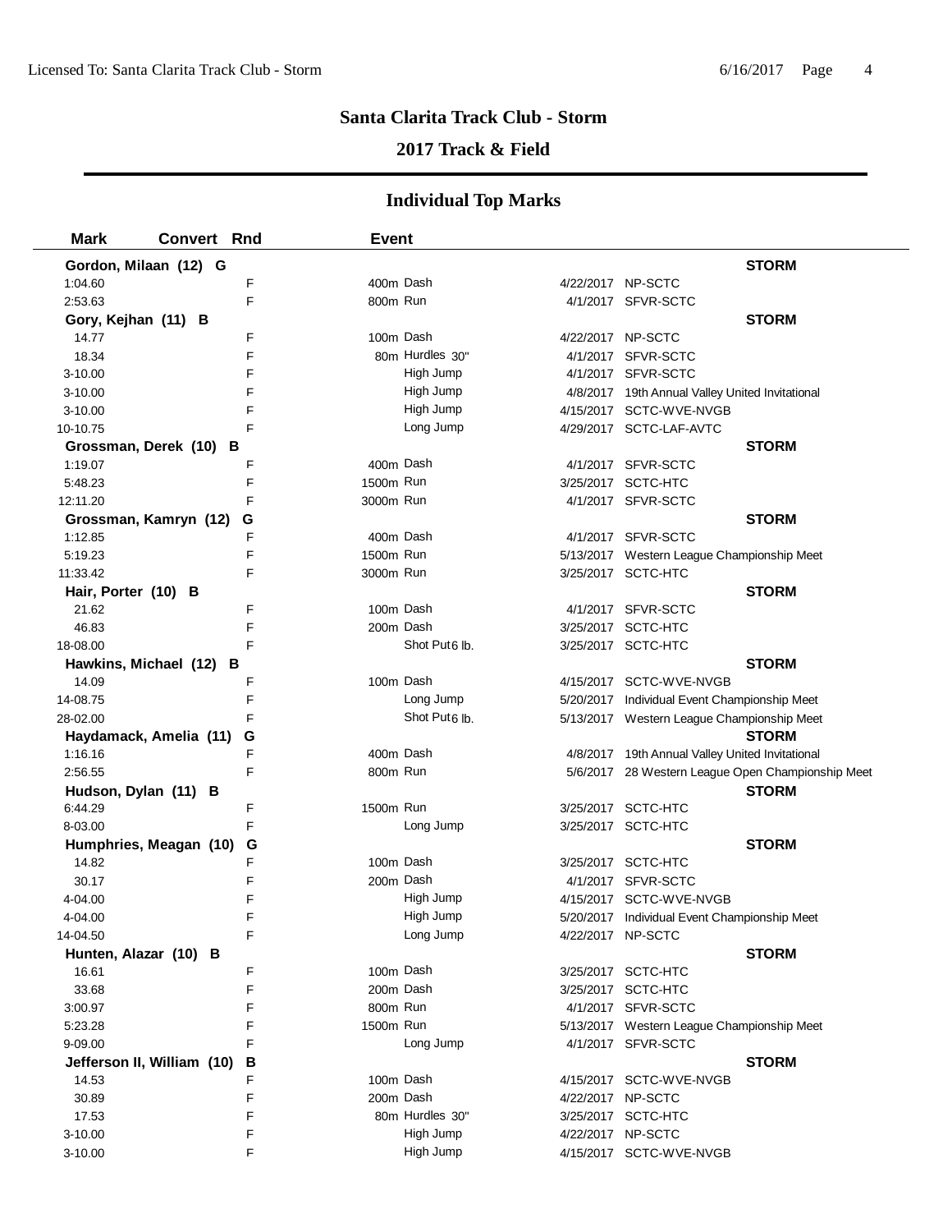# Santa Clarita Track Club - Storm

## 2017 Track & Field

## Individual Top Marks

| Mark | Convert | Rnd | Event | | Date | Meet |
|---|---|---|---|---|---|---|
| **Gordon, Milaan (12) G** | | | | | | **STORM** |
| 1:04.60 | | F | 400m | Dash | 4/22/2017 | NP-SCTC |
| 2:53.63 | | F | 800m | Run | 4/1/2017 | SFVR-SCTC |
| **Gory, Kejhan (11) B** | | | | | | **STORM** |
| 14.77 | | F | 100m | Dash | 4/22/2017 | NP-SCTC |
| 18.34 | | F | 80m | Hurdles 30" | 4/1/2017 | SFVR-SCTC |
| 3-10.00 | | F | | High Jump | 4/1/2017 | SFVR-SCTC |
| 3-10.00 | | F | | High Jump | 4/8/2017 | 19th Annual Valley United Invitational |
| 3-10.00 | | F | | High Jump | 4/15/2017 | SCTC-WVE-NVGB |
| 10-10.75 | | F | | Long Jump | 4/29/2017 | SCTC-LAF-AVTC |
| **Grossman, Derek (10) B** | | | | | | **STORM** |
| 1:19.07 | | F | 400m | Dash | 4/1/2017 | SFVR-SCTC |
| 5:48.23 | | F | 1500m | Run | 3/25/2017 | SCTC-HTC |
| 12:11.20 | | F | 3000m | Run | 4/1/2017 | SFVR-SCTC |
| **Grossman, Kamryn (12) G** | | | | | | **STORM** |
| 1:12.85 | | F | 400m | Dash | 4/1/2017 | SFVR-SCTC |
| 5:19.23 | | F | 1500m | Run | 5/13/2017 | Western League Championship Meet |
| 11:33.42 | | F | 3000m | Run | 3/25/2017 | SCTC-HTC |
| **Hair, Porter (10) B** | | | | | | **STORM** |
| 21.62 | | F | 100m | Dash | 4/1/2017 | SFVR-SCTC |
| 46.83 | | F | 200m | Dash | 3/25/2017 | SCTC-HTC |
| 18-08.00 | | F | | Shot Put 6 lb. | 3/25/2017 | SCTC-HTC |
| **Hawkins, Michael (12) B** | | | | | | **STORM** |
| 14.09 | | F | 100m | Dash | 4/15/2017 | SCTC-WVE-NVGB |
| 14-08.75 | | F | | Long Jump | 5/20/2017 | Individual Event Championship Meet |
| 28-02.00 | | F | | Shot Put 6 lb. | 5/13/2017 | Western League Championship Meet |
| **Haydamack, Amelia (11) G** | | | | | | **STORM** |
| 1:16.16 | | F | 400m | Dash | 4/8/2017 | 19th Annual Valley United Invitational |
| 2:56.55 | | F | 800m | Run | 5/6/2017 | 28 Western League Open Championship Meet |
| **Hudson, Dylan (11) B** | | | | | | **STORM** |
| 6:44.29 | | F | 1500m | Run | 3/25/2017 | SCTC-HTC |
| 8-03.00 | | F | | Long Jump | 3/25/2017 | SCTC-HTC |
| **Humphries, Meagan (10) G** | | | | | | **STORM** |
| 14.82 | | F | 100m | Dash | 3/25/2017 | SCTC-HTC |
| 30.17 | | F | 200m | Dash | 4/1/2017 | SFVR-SCTC |
| 4-04.00 | | F | | High Jump | 4/15/2017 | SCTC-WVE-NVGB |
| 4-04.00 | | F | | High Jump | 5/20/2017 | Individual Event Championship Meet |
| 14-04.50 | | F | | Long Jump | 4/22/2017 | NP-SCTC |
| **Hunten, Alazar (10) B** | | | | | | **STORM** |
| 16.61 | | F | 100m | Dash | 3/25/2017 | SCTC-HTC |
| 33.68 | | F | 200m | Dash | 3/25/2017 | SCTC-HTC |
| 3:00.97 | | F | 800m | Run | 4/1/2017 | SFVR-SCTC |
| 5:23.28 | | F | 1500m | Run | 5/13/2017 | Western League Championship Meet |
| 9-09.00 | | F | | Long Jump | 4/1/2017 | SFVR-SCTC |
| **Jefferson II, William (10) B** | | | | | | **STORM** |
| 14.53 | | F | 100m | Dash | 4/15/2017 | SCTC-WVE-NVGB |
| 30.89 | | F | 200m | Dash | 4/22/2017 | NP-SCTC |
| 17.53 | | F | 80m | Hurdles 30" | 3/25/2017 | SCTC-HTC |
| 3-10.00 | | F | | High Jump | 4/22/2017 | NP-SCTC |
| 3-10.00 | | F | | High Jump | 4/15/2017 | SCTC-WVE-NVGB |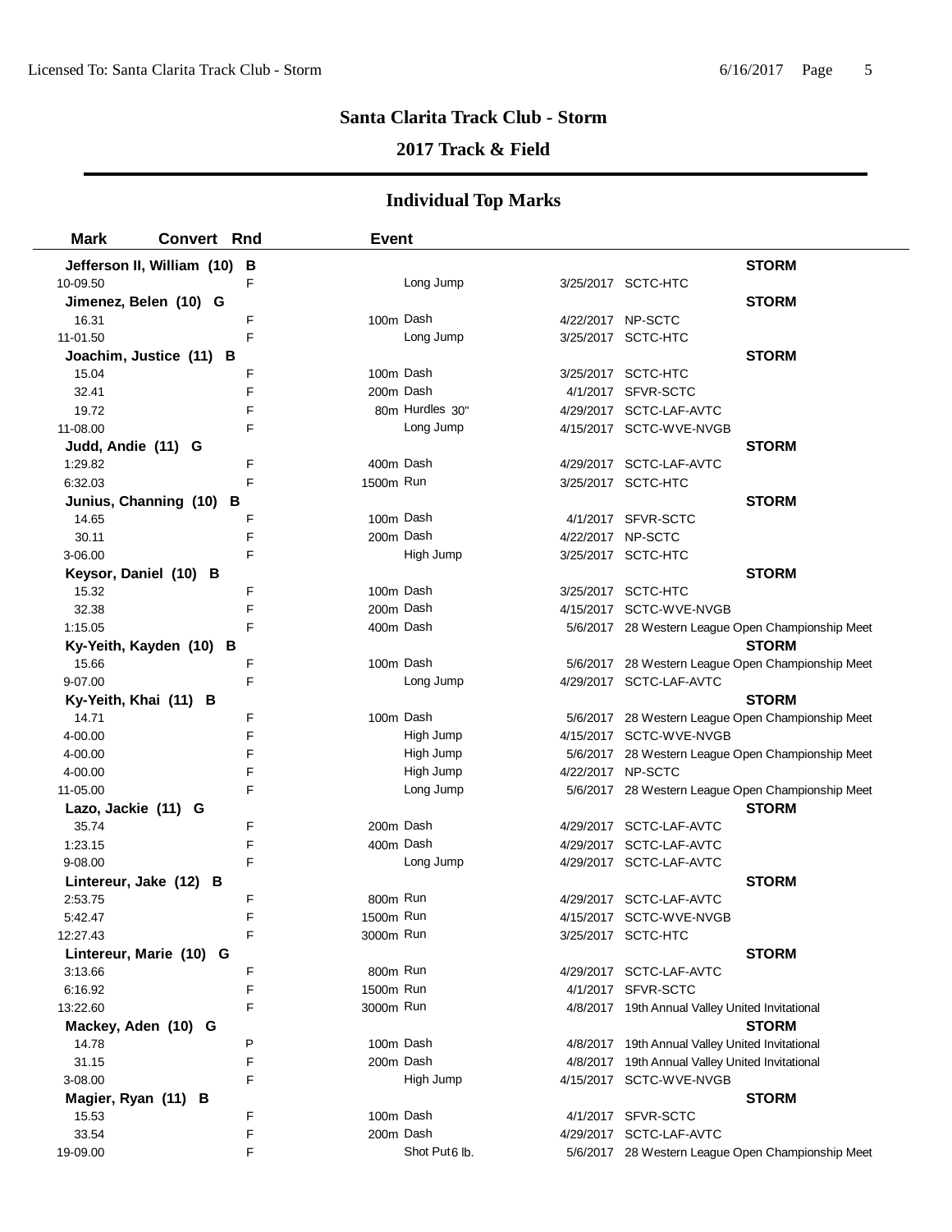## Santa Clarita Track Club - Storm

### 2017 Track & Field

### Individual Top Marks

| Mark | Convert | Rnd | Event | | Date | Meet |
|---|---|---|---|---|---|---|
| **Jefferson II, William (10) B** | | | | | | **STORM** |
| 10-09.50 | | F | | Long Jump | 3/25/2017 | SCTC-HTC |
| **Jimenez, Belen (10) G** | | | | | | **STORM** |
| 16.31 | | F | 100m | Dash | 4/22/2017 | NP-SCTC |
| 11-01.50 | | F | | Long Jump | 3/25/2017 | SCTC-HTC |
| **Joachim, Justice (11) B** | | | | | | **STORM** |
| 15.04 | | F | 100m | Dash | 3/25/2017 | SCTC-HTC |
| 32.41 | | F | 200m | Dash | 4/1/2017 | SFVR-SCTC |
| 19.72 | | F | 80m | Hurdles 30" | 4/29/2017 | SCTC-LAF-AVTC |
| 11-08.00 | | F | | Long Jump | 4/15/2017 | SCTC-WVE-NVGB |
| **Judd, Andie (11) G** | | | | | | **STORM** |
| 1:29.82 | | F | 400m | Dash | 4/29/2017 | SCTC-LAF-AVTC |
| 6:32.03 | | F | 1500m | Run | 3/25/2017 | SCTC-HTC |
| **Junius, Channing (10) B** | | | | | | **STORM** |
| 14.65 | | F | 100m | Dash | 4/1/2017 | SFVR-SCTC |
| 30.11 | | F | 200m | Dash | 4/22/2017 | NP-SCTC |
| 3-06.00 | | F | | High Jump | 3/25/2017 | SCTC-HTC |
| **Keysor, Daniel (10) B** | | | | | | **STORM** |
| 15.32 | | F | 100m | Dash | 3/25/2017 | SCTC-HTC |
| 32.38 | | F | 200m | Dash | 4/15/2017 | SCTC-WVE-NVGB |
| 1:15.05 | | F | 400m | Dash | 5/6/2017 | 28 Western League Open Championship Meet |
| **Ky-Yeith, Kayden (10) B** | | | | | | **STORM** |
| 15.66 | | F | 100m | Dash | 5/6/2017 | 28 Western League Open Championship Meet |
| 9-07.00 | | F | | Long Jump | 4/29/2017 | SCTC-LAF-AVTC |
| **Ky-Yeith, Khai (11) B** | | | | | | **STORM** |
| 14.71 | | F | 100m | Dash | 5/6/2017 | 28 Western League Open Championship Meet |
| 4-00.00 | | F | | High Jump | 4/15/2017 | SCTC-WVE-NVGB |
| 4-00.00 | | F | | High Jump | 5/6/2017 | 28 Western League Open Championship Meet |
| 4-00.00 | | F | | High Jump | 4/22/2017 | NP-SCTC |
| 11-05.00 | | F | | Long Jump | 5/6/2017 | 28 Western League Open Championship Meet |
| **Lazo, Jackie (11) G** | | | | | | **STORM** |
| 35.74 | | F | 200m | Dash | 4/29/2017 | SCTC-LAF-AVTC |
| 1:23.15 | | F | 400m | Dash | 4/29/2017 | SCTC-LAF-AVTC |
| 9-08.00 | | F | | Long Jump | 4/29/2017 | SCTC-LAF-AVTC |
| **Lintereur, Jake (12) B** | | | | | | **STORM** |
| 2:53.75 | | F | 800m | Run | 4/29/2017 | SCTC-LAF-AVTC |
| 5:42.47 | | F | 1500m | Run | 4/15/2017 | SCTC-WVE-NVGB |
| 12:27.43 | | F | 3000m | Run | 3/25/2017 | SCTC-HTC |
| **Lintereur, Marie (10) G** | | | | | | **STORM** |
| 3:13.66 | | F | 800m | Run | 4/29/2017 | SCTC-LAF-AVTC |
| 6:16.92 | | F | 1500m | Run | 4/1/2017 | SFVR-SCTC |
| 13:22.60 | | F | 3000m | Run | 4/8/2017 | 19th Annual Valley United Invitational |
| **Mackey, Aden (10) G** | | | | | | **STORM** |
| 14.78 | | P | 100m | Dash | 4/8/2017 | 19th Annual Valley United Invitational |
| 31.15 | | F | 200m | Dash | 4/8/2017 | 19th Annual Valley United Invitational |
| 3-08.00 | | F | | High Jump | 4/15/2017 | SCTC-WVE-NVGB |
| **Magier, Ryan (11) B** | | | | | | **STORM** |
| 15.53 | | F | 100m | Dash | 4/1/2017 | SFVR-SCTC |
| 33.54 | | F | 200m | Dash | 4/29/2017 | SCTC-LAF-AVTC |
| 19-09.00 | | F | | Shot Put 6 lb. | 5/6/2017 | 28 Western League Open Championship Meet |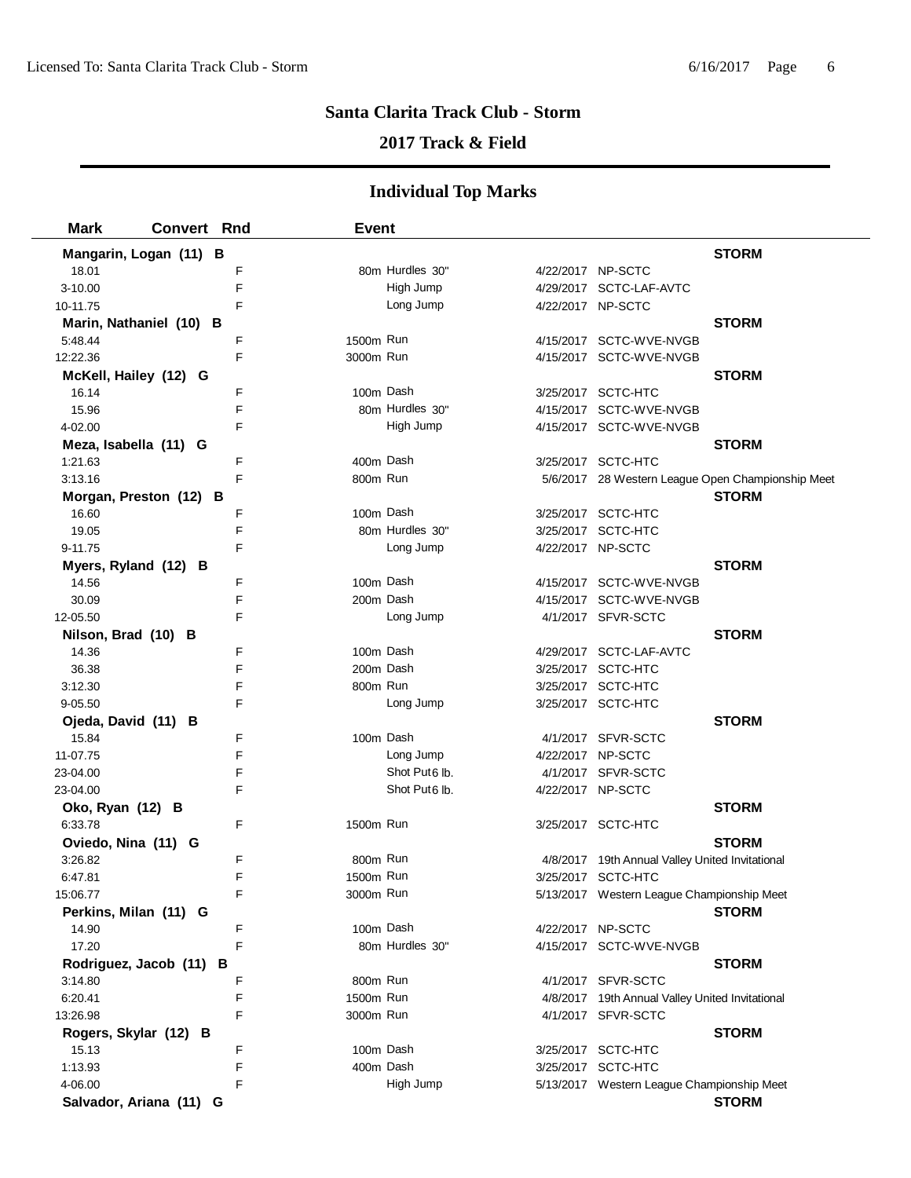## Santa Clarita Track Club - Storm

## 2017 Track & Field

### Individual Top Marks

| Mark | Convert | Rnd | Event | | | |
|---|---|---|---|---|---|---|
| **Mangarin, Logan (11) B** | | | | | | **STORM** |
| 18.01 | | F | 80m Hurdles 30" | 4/22/2017 | NP-SCTC | |
| 3-10.00 | | F | High Jump | 4/29/2017 | SCTC-LAF-AVTC | |
| 10-11.75 | | F | Long Jump | 4/22/2017 | NP-SCTC | |
| **Marin, Nathaniel (10) B** | | | | | | **STORM** |
| 5:48.44 | | F | 1500m Run | 4/15/2017 | SCTC-WVE-NVGB | |
| 12:22.36 | | F | 3000m Run | 4/15/2017 | SCTC-WVE-NVGB | |
| **McKell, Hailey (12) G** | | | | | | **STORM** |
| 16.14 | | F | 100m Dash | 3/25/2017 | SCTC-HTC | |
| 15.96 | | F | 80m Hurdles 30" | 4/15/2017 | SCTC-WVE-NVGB | |
| 4-02.00 | | F | High Jump | 4/15/2017 | SCTC-WVE-NVGB | |
| **Meza, Isabella (11) G** | | | | | | **STORM** |
| 1:21.63 | | F | 400m Dash | 3/25/2017 | SCTC-HTC | |
| 3:13.16 | | F | 800m Run | 5/6/2017 | 28 Western League Open Championship Meet | |
| **Morgan, Preston (12) B** | | | | | | **STORM** |
| 16.60 | | F | 100m Dash | 3/25/2017 | SCTC-HTC | |
| 19.05 | | F | 80m Hurdles 30" | 3/25/2017 | SCTC-HTC | |
| 9-11.75 | | F | Long Jump | 4/22/2017 | NP-SCTC | |
| **Myers, Ryland (12) B** | | | | | | **STORM** |
| 14.56 | | F | 100m Dash | 4/15/2017 | SCTC-WVE-NVGB | |
| 30.09 | | F | 200m Dash | 4/15/2017 | SCTC-WVE-NVGB | |
| 12-05.50 | | F | Long Jump | 4/1/2017 | SFVR-SCTC | |
| **Nilson, Brad (10) B** | | | | | | **STORM** |
| 14.36 | | F | 100m Dash | 4/29/2017 | SCTC-LAF-AVTC | |
| 36.38 | | F | 200m Dash | 3/25/2017 | SCTC-HTC | |
| 3:12.30 | | F | 800m Run | 3/25/2017 | SCTC-HTC | |
| 9-05.50 | | F | Long Jump | 3/25/2017 | SCTC-HTC | |
| **Ojeda, David (11) B** | | | | | | **STORM** |
| 15.84 | | F | 100m Dash | 4/1/2017 | SFVR-SCTC | |
| 11-07.75 | | F | Long Jump | 4/22/2017 | NP-SCTC | |
| 23-04.00 | | F | Shot Put 6 lb. | 4/1/2017 | SFVR-SCTC | |
| 23-04.00 | | F | Shot Put 6 lb. | 4/22/2017 | NP-SCTC | |
| **Oko, Ryan (12) B** | | | | | | **STORM** |
| 6:33.78 | | F | 1500m Run | 3/25/2017 | SCTC-HTC | |
| **Oviedo, Nina (11) G** | | | | | | **STORM** |
| 3:26.82 | | F | 800m Run | 4/8/2017 | 19th Annual Valley United Invitational | |
| 6:47.81 | | F | 1500m Run | 3/25/2017 | SCTC-HTC | |
| 15:06.77 | | F | 3000m Run | 5/13/2017 | Western League Championship Meet | |
| **Perkins, Milan (11) G** | | | | | | **STORM** |
| 14.90 | | F | 100m Dash | 4/22/2017 | NP-SCTC | |
| 17.20 | | F | 80m Hurdles 30" | 4/15/2017 | SCTC-WVE-NVGB | |
| **Rodriguez, Jacob (11) B** | | | | | | **STORM** |
| 3:14.80 | | F | 800m Run | 4/1/2017 | SFVR-SCTC | |
| 6:20.41 | | F | 1500m Run | 4/8/2017 | 19th Annual Valley United Invitational | |
| 13:26.98 | | F | 3000m Run | 4/1/2017 | SFVR-SCTC | |
| **Rogers, Skylar (12) B** | | | | | | **STORM** |
| 15.13 | | F | 100m Dash | 3/25/2017 | SCTC-HTC | |
| 1:13.93 | | F | 400m Dash | 3/25/2017 | SCTC-HTC | |
| 4-06.00 | | F | High Jump | 5/13/2017 | Western League Championship Meet | |
| **Salvador, Ariana (11) G** | | | | | | **STORM** |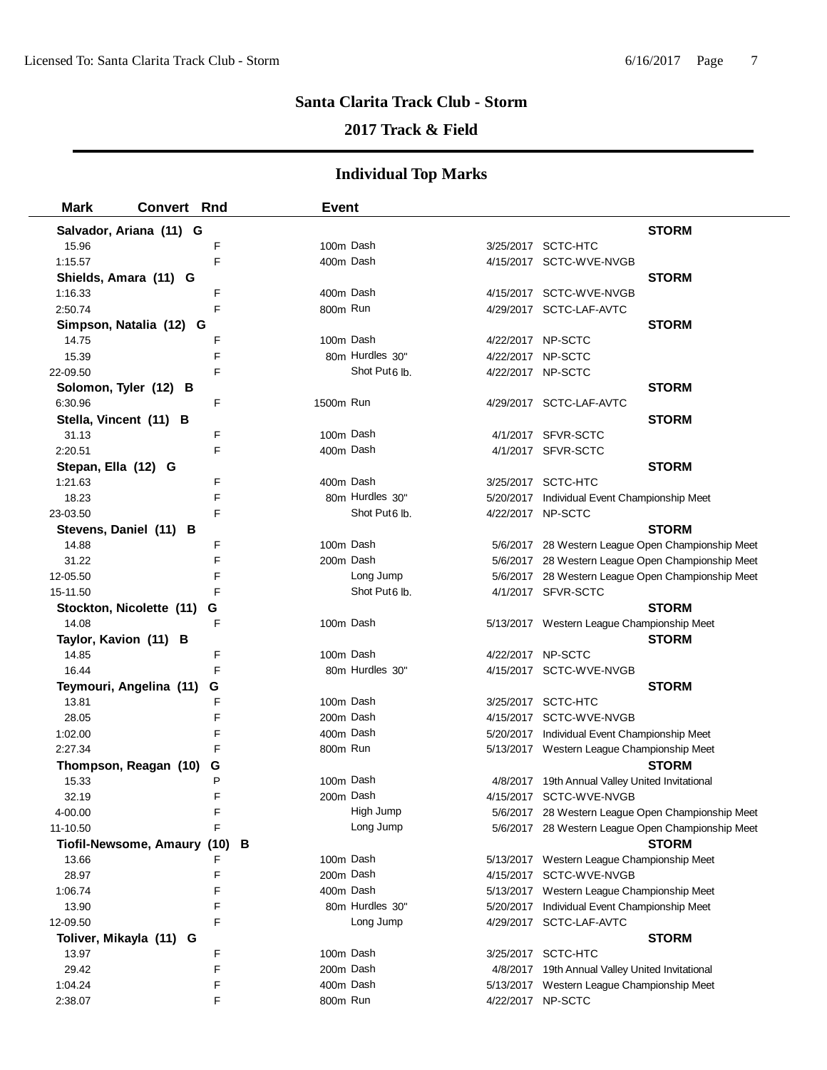# Santa Clarita Track Club - Storm

## 2017 Track & Field

## Individual Top Marks

| Mark | Convert | Rnd | Event | Date | Meet |
|---|---|---|---|---|---|
| **Salvador, Ariana (11) G** | | | | | **STORM** |
| 15.96 | | F | 100m Dash | 3/25/2017 | SCTC-HTC |
| 1:15.57 | | F | 400m Dash | 4/15/2017 | SCTC-WVE-NVGB |
| **Shields, Amara (11) G** | | | | | **STORM** |
| 1:16.33 | | F | 400m Dash | 4/15/2017 | SCTC-WVE-NVGB |
| 2:50.74 | | F | 800m Run | 4/29/2017 | SCTC-LAF-AVTC |
| **Simpson, Natalia (12) G** | | | | | **STORM** |
| 14.75 | | F | 100m Dash | 4/22/2017 | NP-SCTC |
| 15.39 | | F | 80m Hurdles 30" | 4/22/2017 | NP-SCTC |
| 22-09.50 | | F | Shot Put 6 lb. | 4/22/2017 | NP-SCTC |
| **Solomon, Tyler (12) B** | | | | | **STORM** |
| 6:30.96 | | F | 1500m Run | 4/29/2017 | SCTC-LAF-AVTC |
| **Stella, Vincent (11) B** | | | | | **STORM** |
| 31.13 | | F | 100m Dash | 4/1/2017 | SFVR-SCTC |
| 2:20.51 | | F | 400m Dash | 4/1/2017 | SFVR-SCTC |
| **Stepan, Ella (12) G** | | | | | **STORM** |
| 1:21.63 | | F | 400m Dash | 3/25/2017 | SCTC-HTC |
| 18.23 | | F | 80m Hurdles 30" | 5/20/2017 | Individual Event Championship Meet |
| 23-03.50 | | F | Shot Put 6 lb. | 4/22/2017 | NP-SCTC |
| **Stevens, Daniel (11) B** | | | | | **STORM** |
| 14.88 | | F | 100m Dash | 5/6/2017 | 28 Western League Open Championship Meet |
| 31.22 | | F | 200m Dash | 5/6/2017 | 28 Western League Open Championship Meet |
| 12-05.50 | | F | Long Jump | 5/6/2017 | 28 Western League Open Championship Meet |
| 15-11.50 | | F | Shot Put 6 lb. | 4/1/2017 | SFVR-SCTC |
| **Stockton, Nicolette (11) G** | | | | | **STORM** |
| 14.08 | | F | 100m Dash | 5/13/2017 | Western League Championship Meet |
| **Taylor, Kavion (11) B** | | | | | **STORM** |
| 14.85 | | F | 100m Dash | 4/22/2017 | NP-SCTC |
| 16.44 | | F | 80m Hurdles 30" | 4/15/2017 | SCTC-WVE-NVGB |
| **Teymouri, Angelina (11) G** | | | | | **STORM** |
| 13.81 | | F | 100m Dash | 3/25/2017 | SCTC-HTC |
| 28.05 | | F | 200m Dash | 4/15/2017 | SCTC-WVE-NVGB |
| 1:02.00 | | F | 400m Dash | 5/20/2017 | Individual Event Championship Meet |
| 2:27.34 | | F | 800m Run | 5/13/2017 | Western League Championship Meet |
| **Thompson, Reagan (10) G** | | | | | **STORM** |
| 15.33 | | P | 100m Dash | 4/8/2017 | 19th Annual Valley United Invitational |
| 32.19 | | F | 200m Dash | 4/15/2017 | SCTC-WVE-NVGB |
| 4-00.00 | | F | High Jump | 5/6/2017 | 28 Western League Open Championship Meet |
| 11-10.50 | | F | Long Jump | 5/6/2017 | 28 Western League Open Championship Meet |
| **Tiofil-Newsome, Amaury (10) B** | | | | | **STORM** |
| 13.66 | | F | 100m Dash | 5/13/2017 | Western League Championship Meet |
| 28.97 | | F | 200m Dash | 4/15/2017 | SCTC-WVE-NVGB |
| 1:06.74 | | F | 400m Dash | 5/13/2017 | Western League Championship Meet |
| 13.90 | | F | 80m Hurdles 30" | 5/20/2017 | Individual Event Championship Meet |
| 12-09.50 | | F | Long Jump | 4/29/2017 | SCTC-LAF-AVTC |
| **Toliver, Mikayla (11) G** | | | | | **STORM** |
| 13.97 | | F | 100m Dash | 3/25/2017 | SCTC-HTC |
| 29.42 | | F | 200m Dash | 4/8/2017 | 19th Annual Valley United Invitational |
| 1:04.24 | | F | 400m Dash | 5/13/2017 | Western League Championship Meet |
| 2:38.07 | | F | 800m Run | 4/22/2017 | NP-SCTC |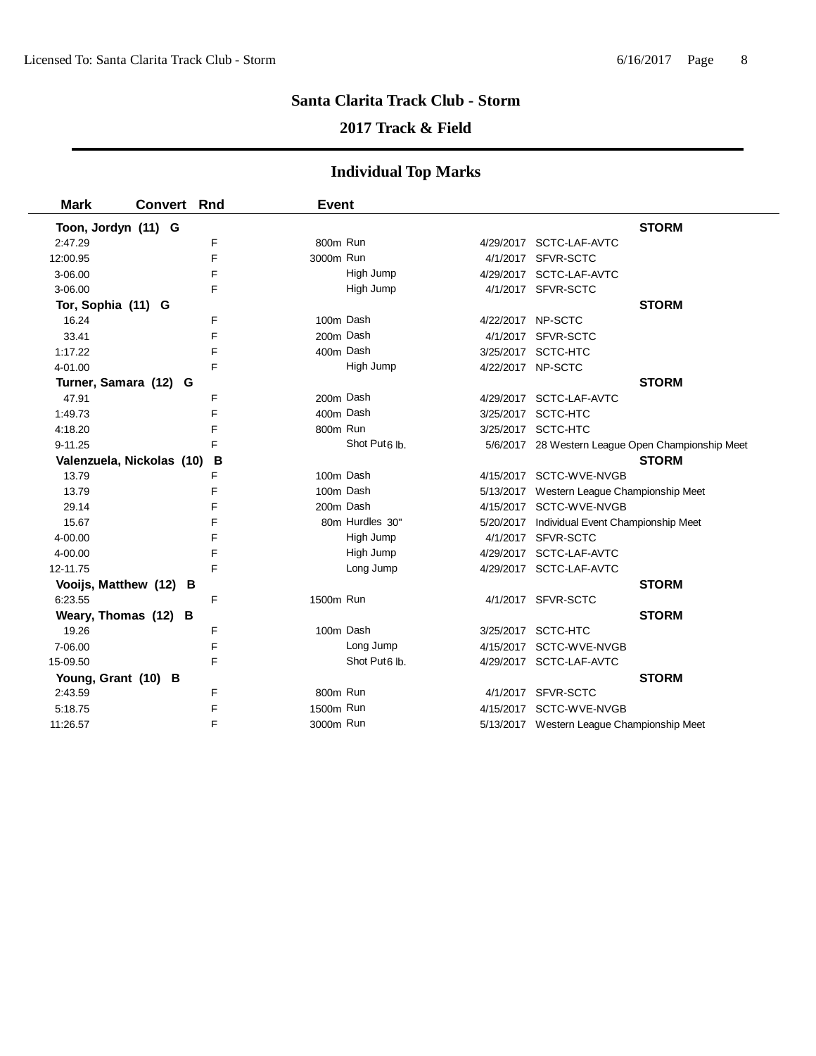## Santa Clarita Track Club - Storm

## 2017 Track & Field

## Individual Top Marks

| Mark | Convert | Rnd | Event | | Date | Meet | |
|---|---|---|---|---|---|---|---|
| **Toon, Jordyn (11) G** | | | | | | | **STORM** |
| 2:47.29 | | F | 800m | Run | 4/29/2017 | SCTC-LAF-AVTC | |
| 12:00.95 | | F | 3000m | Run | 4/1/2017 | SFVR-SCTC | |
| 3-06.00 | | F | | High Jump | 4/29/2017 | SCTC-LAF-AVTC | |
| 3-06.00 | | F | | High Jump | 4/1/2017 | SFVR-SCTC | |
| **Tor, Sophia (11) G** | | | | | | | **STORM** |
| 16.24 | | F | 100m | Dash | 4/22/2017 | NP-SCTC | |
| 33.41 | | F | 200m | Dash | 4/1/2017 | SFVR-SCTC | |
| 1:17.22 | | F | 400m | Dash | 3/25/2017 | SCTC-HTC | |
| 4-01.00 | | F | | High Jump | 4/22/2017 | NP-SCTC | |
| **Turner, Samara (12) G** | | | | | | | **STORM** |
| 47.91 | | F | 200m | Dash | 4/29/2017 | SCTC-LAF-AVTC | |
| 1:49.73 | | F | 400m | Dash | 3/25/2017 | SCTC-HTC | |
| 4:18.20 | | F | 800m | Run | 3/25/2017 | SCTC-HTC | |
| 9-11.25 | | F | | Shot Put 6 lb. | 5/6/2017 | 28 Western League Open Championship Meet | |
| **Valenzuela, Nickolas (10) B** | | | | | | | **STORM** |
| 13.79 | | F | 100m | Dash | 4/15/2017 | SCTC-WVE-NVGB | |
| 13.79 | | F | 100m | Dash | 5/13/2017 | Western League Championship Meet | |
| 29.14 | | F | 200m | Dash | 4/15/2017 | SCTC-WVE-NVGB | |
| 15.67 | | F | 80m | Hurdles 30" | 5/20/2017 | Individual Event Championship Meet | |
| 4-00.00 | | F | | High Jump | 4/1/2017 | SFVR-SCTC | |
| 4-00.00 | | F | | High Jump | 4/29/2017 | SCTC-LAF-AVTC | |
| 12-11.75 | | F | | Long Jump | 4/29/2017 | SCTC-LAF-AVTC | |
| **Vooijs, Matthew (12) B** | | | | | | | **STORM** |
| 6:23.55 | | F | 1500m | Run | 4/1/2017 | SFVR-SCTC | |
| **Weary, Thomas (12) B** | | | | | | | **STORM** |
| 19.26 | | F | 100m | Dash | 3/25/2017 | SCTC-HTC | |
| 7-06.00 | | F | | Long Jump | 4/15/2017 | SCTC-WVE-NVGB | |
| 15-09.50 | | F | | Shot Put 6 lb. | 4/29/2017 | SCTC-LAF-AVTC | |
| **Young, Grant (10) B** | | | | | | | **STORM** |
| 2:43.59 | | F | 800m | Run | 4/1/2017 | SFVR-SCTC | |
| 5:18.75 | | F | 1500m | Run | 4/15/2017 | SCTC-WVE-NVGB | |
| 11:26.57 | | F | 3000m | Run | 5/13/2017 | Western League Championship Meet | |